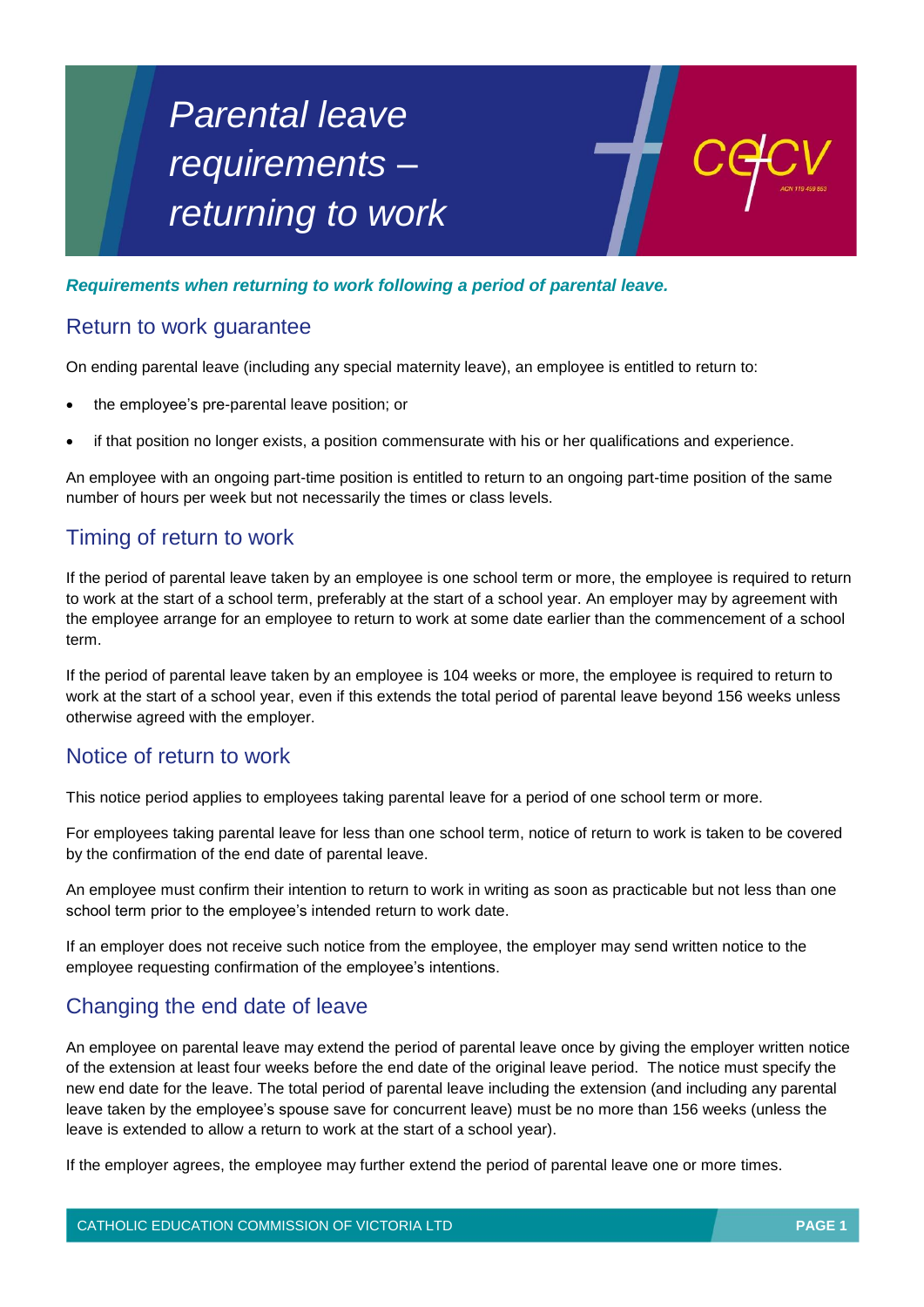# *Parental leave requirements – returning to work*

***Requirements when returning to work following a period of parental leave.***

## Return to work guarantee

On ending parental leave (including any special maternity leave), an employee is entitled to return to:

- the employee's pre-parental leave position; or
- if that position no longer exists, a position commensurate with his or her qualifications and experience.

An employee with an ongoing part-time position is entitled to return to an ongoing part-time position of the same number of hours per week but not necessarily the times or class levels.

## Timing of return to work

If the period of parental leave taken by an employee is one school term or more, the employee is required to return to work at the start of a school term, preferably at the start of a school year. An employer may by agreement with the employee arrange for an employee to return to work at some date earlier than the commencement of a school term.

If the period of parental leave taken by an employee is 104 weeks or more, the employee is required to return to work at the start of a school year, even if this extends the total period of parental leave beyond 156 weeks unless otherwise agreed with the employer.

## Notice of return to work

This notice period applies to employees taking parental leave for a period of one school term or more.

For employees taking parental leave for less than one school term, notice of return to work is taken to be covered by the confirmation of the end date of parental leave.

An employee must confirm their intention to return to work in writing as soon as practicable but not less than one school term prior to the employee's intended return to work date.

If an employer does not receive such notice from the employee, the employer may send written notice to the employee requesting confirmation of the employee's intentions.

## Changing the end date of leave

An employee on parental leave may extend the period of parental leave once by giving the employer written notice of the extension at least four weeks before the end date of the original leave period. The notice must specify the new end date for the leave. The total period of parental leave including the extension (and including any parental leave taken by the employee's spouse save for concurrent leave) must be no more than 156 weeks (unless the leave is extended to allow a return to work at the start of a school year).

If the employer agrees, the employee may further extend the period of parental leave one or more times.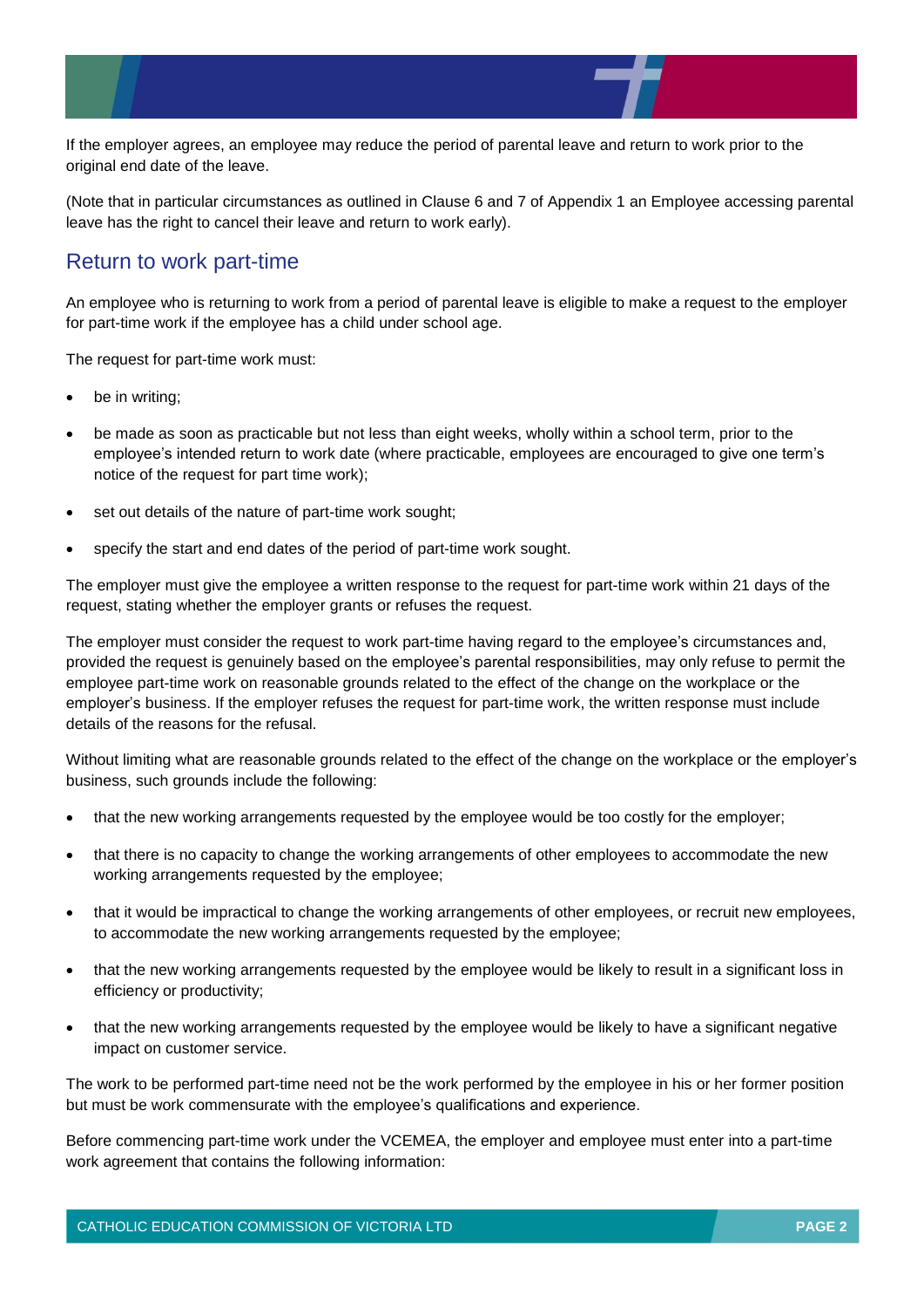If the employer agrees, an employee may reduce the period of parental leave and return to work prior to the original end date of the leave.

(Note that in particular circumstances as outlined in Clause 6 and 7 of Appendix 1 an Employee accessing parental leave has the right to cancel their leave and return to work early).

## Return to work part-time

An employee who is returning to work from a period of parental leave is eligible to make a request to the employer for part-time work if the employee has a child under school age.

The request for part-time work must:

- be in writing;
- be made as soon as practicable but not less than eight weeks, wholly within a school term, prior to the employee's intended return to work date (where practicable, employees are encouraged to give one term's notice of the request for part time work);
- set out details of the nature of part-time work sought;
- specify the start and end dates of the period of part-time work sought.

The employer must give the employee a written response to the request for part-time work within 21 days of the request, stating whether the employer grants or refuses the request.

The employer must consider the request to work part-time having regard to the employee's circumstances and, provided the request is genuinely based on the employee's parental responsibilities, may only refuse to permit the employee part-time work on reasonable grounds related to the effect of the change on the workplace or the employer's business. If the employer refuses the request for part-time work, the written response must include details of the reasons for the refusal.

Without limiting what are reasonable grounds related to the effect of the change on the workplace or the employer's business, such grounds include the following:

- that the new working arrangements requested by the employee would be too costly for the employer;
- that there is no capacity to change the working arrangements of other employees to accommodate the new working arrangements requested by the employee;
- that it would be impractical to change the working arrangements of other employees, or recruit new employees, to accommodate the new working arrangements requested by the employee;
- that the new working arrangements requested by the employee would be likely to result in a significant loss in efficiency or productivity;
- that the new working arrangements requested by the employee would be likely to have a significant negative impact on customer service.

The work to be performed part-time need not be the work performed by the employee in his or her former position but must be work commensurate with the employee's qualifications and experience.

Before commencing part-time work under the VCEMEA, the employer and employee must enter into a part-time work agreement that contains the following information: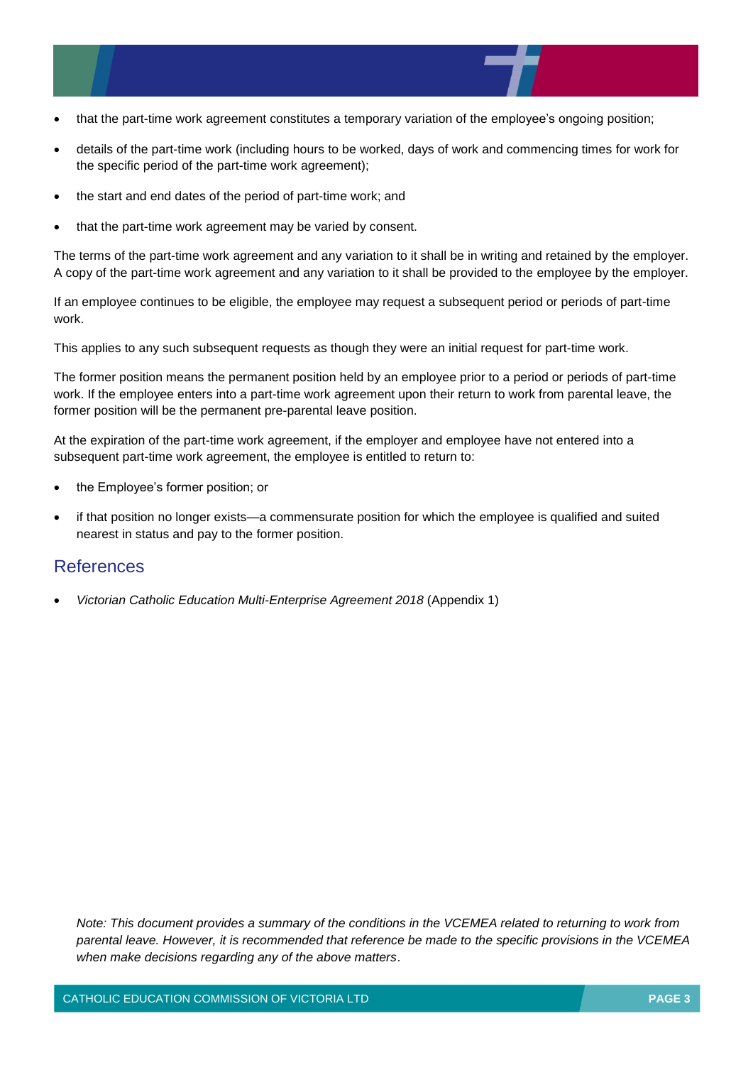- that the part-time work agreement constitutes a temporary variation of the employee's ongoing position;
- details of the part-time work (including hours to be worked, days of work and commencing times for work for the specific period of the part-time work agreement);
- the start and end dates of the period of part-time work; and
- that the part-time work agreement may be varied by consent.

The terms of the part-time work agreement and any variation to it shall be in writing and retained by the employer. A copy of the part-time work agreement and any variation to it shall be provided to the employee by the employer.

If an employee continues to be eligible, the employee may request a subsequent period or periods of part-time work.

This applies to any such subsequent requests as though they were an initial request for part-time work.

The former position means the permanent position held by an employee prior to a period or periods of part-time work. If the employee enters into a part-time work agreement upon their return to work from parental leave, the former position will be the permanent pre-parental leave position.

At the expiration of the part-time work agreement, if the employer and employee have not entered into a subsequent part-time work agreement, the employee is entitled to return to:

- the Employee's former position; or
- if that position no longer exists—a commensurate position for which the employee is qualified and suited nearest in status and pay to the former position.

## References

- *Victorian Catholic Education Multi-Enterprise Agreement 2018* (Appendix 1)

*Note: This document provides a summary of the conditions in the VCEMEA related to returning to work from parental leave. However, it is recommended that reference be made to the specific provisions in the VCEMEA when make decisions regarding any of the above matters*.